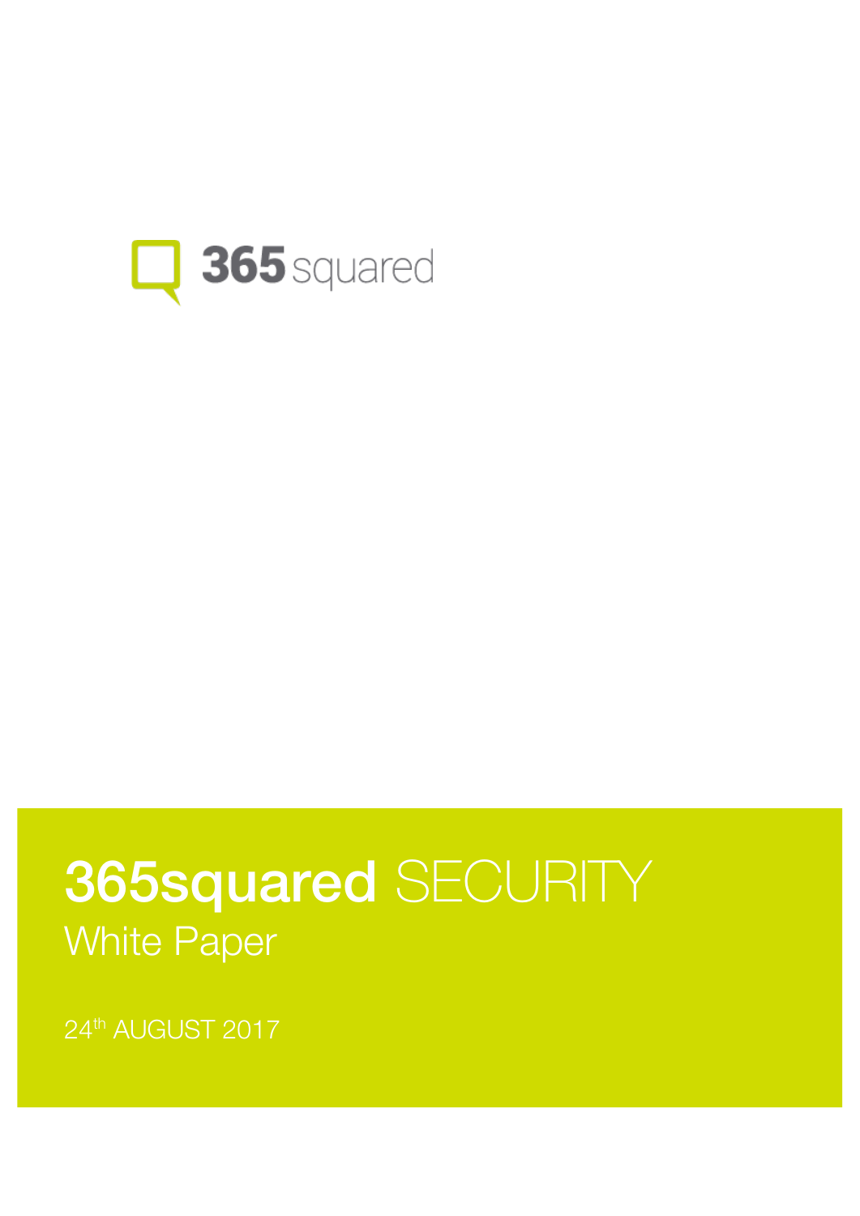365squared

# 365squared SECURITY

## White Paper

24th AUGUST 2017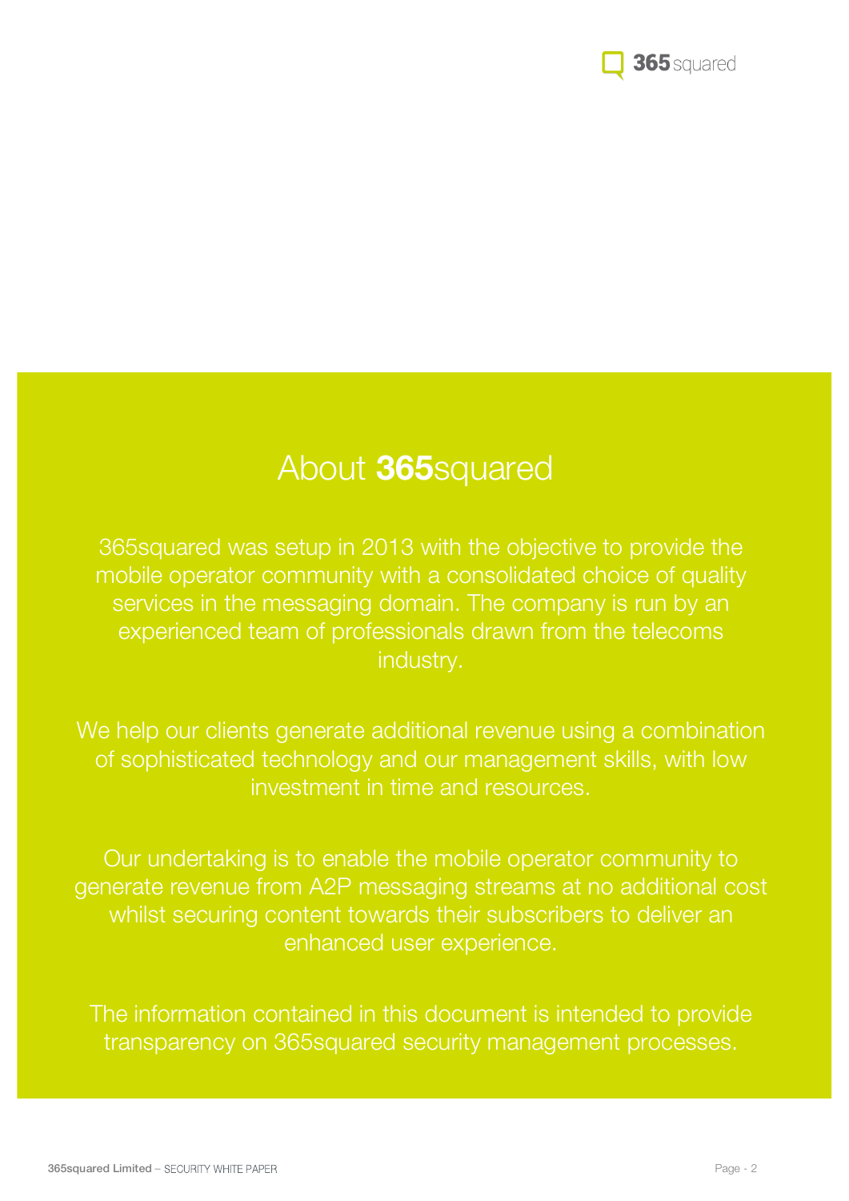# About **365**squared

365squared was setup in 2013 with the objective to provide the mobile operator community with a consolidated choice of quality services in the messaging domain. The company is run by an experienced team of professionals drawn from the telecoms industry.

We help our clients generate additional revenue using a combination of sophisticated technology and our management skills, with low investment in time and resources.

Our undertaking is to enable the mobile operator community to generate revenue from A2P messaging streams at no additional cost whilst securing content towards their subscribers to deliver an enhanced user experience.

The information contained in this document is intended to provide transparency on 365squared security management processes.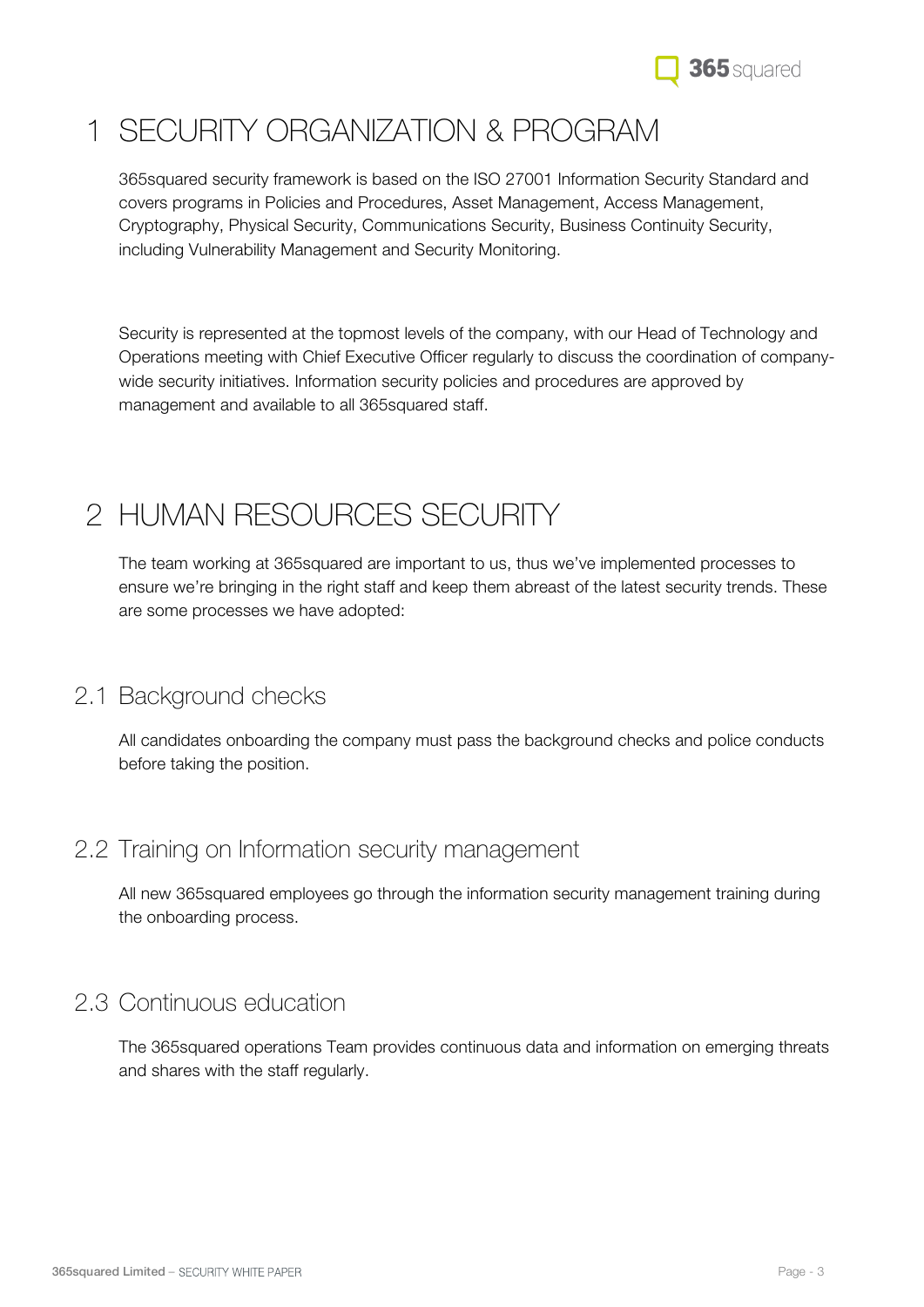# 1 SECURITY ORGANIZATION & PROGRAM

365squared security framework is based on the ISO 27001 Information Security Standard and covers programs in Policies and Procedures, Asset Management, Access Management, Cryptography, Physical Security, Communications Security, Business Continuity Security, including Vulnerability Management and Security Monitoring.

Security is represented at the topmost levels of the company, with our Head of Technology and Operations meeting with Chief Executive Officer regularly to discuss the coordination of company-wide security initiatives. Information security policies and procedures are approved by management and available to all 365squared staff.

# 2 HUMAN RESOURCES SECURITY

The team working at 365squared are important to us, thus we've implemented processes to ensure we're bringing in the right staff and keep them abreast of the latest security trends. These are some processes we have adopted:

## 2.1 Background checks

All candidates onboarding the company must pass the background checks and police conducts before taking the position.

## 2.2 Training on Information security management

All new 365squared employees go through the information security management training during the onboarding process.

## 2.3 Continuous education

The 365squared operations Team provides continuous data and information on emerging threats and shares with the staff regularly.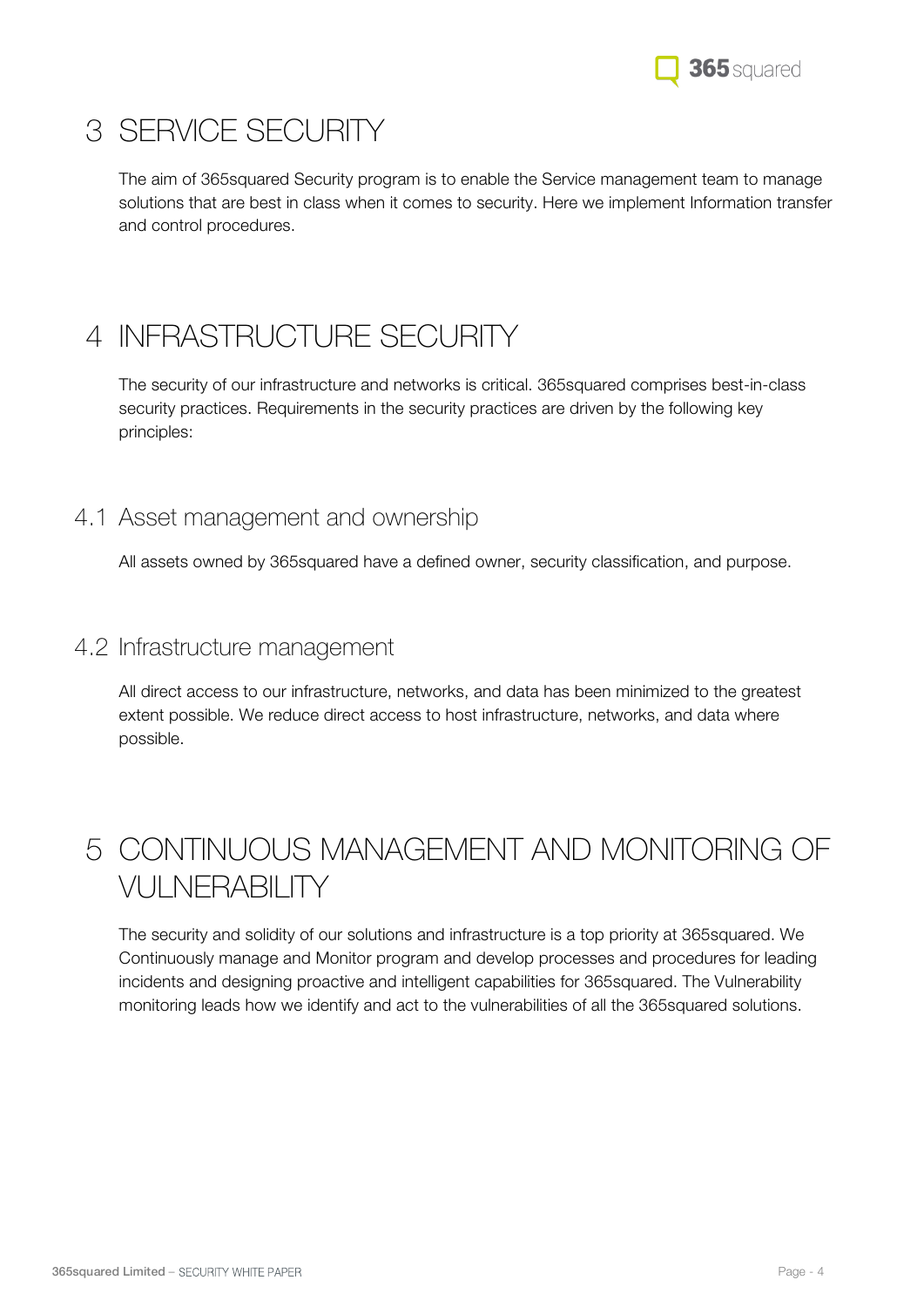# 3 SERVICE SECURITY

The aim of 365squared Security program is to enable the Service management team to manage solutions that are best in class when it comes to security. Here we implement Information transfer and control procedures.

# 4 INFRASTRUCTURE SECURITY

The security of our infrastructure and networks is critical. 365squared comprises best-in-class security practices. Requirements in the security practices are driven by the following key principles:

## 4.1 Asset management and ownership

All assets owned by 365squared have a defined owner, security classification, and purpose.

## 4.2 Infrastructure management

All direct access to our infrastructure, networks, and data has been minimized to the greatest extent possible. We reduce direct access to host infrastructure, networks, and data where possible.

# 5 CONTINUOUS MANAGEMENT AND MONITORING OF VULNERABILITY

The security and solidity of our solutions and infrastructure is a top priority at 365squared. We Continuously manage and Monitor program and develop processes and procedures for leading incidents and designing proactive and intelligent capabilities for 365squared. The Vulnerability monitoring leads how we identify and act to the vulnerabilities of all the 365squared solutions.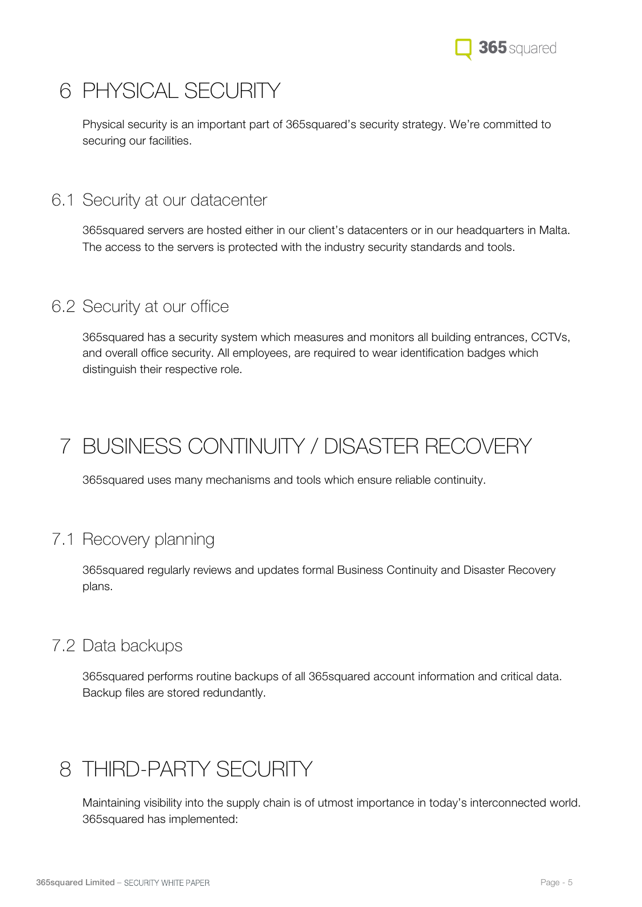# 6 PHYSICAL SECURITY

Physical security is an important part of 365squared's security strategy. We're committed to securing our facilities.

## 6.1 Security at our datacenter

365squared servers are hosted either in our client's datacenters or in our headquarters in Malta. The access to the servers is protected with the industry security standards and tools.

## 6.2 Security at our office

365squared has a security system which measures and monitors all building entrances, CCTVs, and overall office security. All employees, are required to wear identification badges which distinguish their respective role.

# 7 BUSINESS CONTINUITY / DISASTER RECOVERY

365squared uses many mechanisms and tools which ensure reliable continuity.

## 7.1 Recovery planning

365squared regularly reviews and updates formal Business Continuity and Disaster Recovery plans.

## 7.2 Data backups

365squared performs routine backups of all 365squared account information and critical data. Backup files are stored redundantly.

# 8 THIRD-PARTY SECURITY

Maintaining visibility into the supply chain is of utmost importance in today's interconnected world. 365squared has implemented: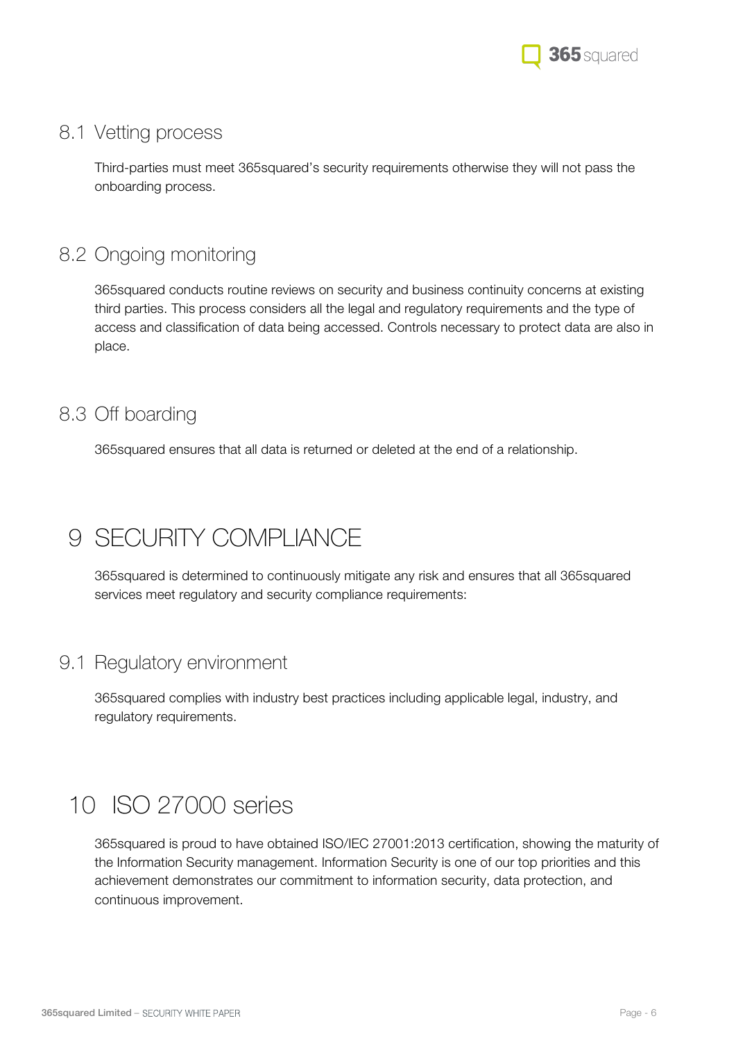## 8.1 Vetting process

Third-parties must meet 365squared's security requirements otherwise they will not pass the onboarding process.

## 8.2 Ongoing monitoring

365squared conducts routine reviews on security and business continuity concerns at existing third parties. This process considers all the legal and regulatory requirements and the type of access and classification of data being accessed. Controls necessary to protect data are also in place.

## 8.3 Off boarding

365squared ensures that all data is returned or deleted at the end of a relationship.

# 9 SECURITY COMPLIANCE

365squared is determined to continuously mitigate any risk and ensures that all 365squared services meet regulatory and security compliance requirements:

## 9.1 Regulatory environment

365squared complies with industry best practices including applicable legal, industry, and regulatory requirements.

# 10 ISO 27000 series

365squared is proud to have obtained ISO/IEC 27001:2013 certification, showing the maturity of the Information Security management. Information Security is one of our top priorities and this achievement demonstrates our commitment to information security, data protection, and continuous improvement.